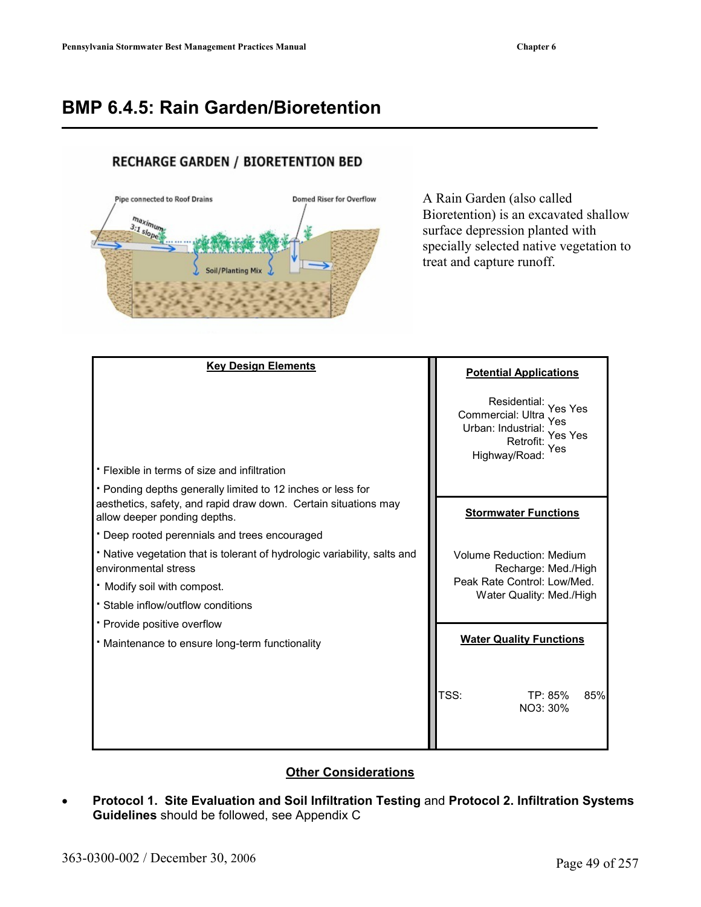# BMP 6.4.5: Rain Garden/Bioretention

RECHARGE GARDEN / BIORETENTION BED

Pipe connected to Roof Drains

Domed Riser for Overflow

maximum 3:1 slope

Soil/Planting Mix

A Rain Garden (also called Bioretention) is an excavated shallow surface depression planted with specially selected native vegetation to treat and capture runoff.

| Key Design Elements | Potential Applications |
|---|---|
| · Flexible in terms of size and infiltration<br>· Ponding depths generally limited to 12 inches or less for aesthetics, safety, and rapid draw down. Certain situations may allow deeper ponding depths.<br>· Deep rooted perennials and trees encouraged<br>· Native vegetation that is tolerant of hydrologic variability, salts and environmental stress<br>· Modify soil with compost.<br>· Stable inflow/outflow conditions<br>· Provide positive overflow<br>· Maintenance to ensure long-term functionality | Residential: Yes<br>Commercial: Yes<br>Ultra Urban: Yes<br>Industrial: Yes<br>Retrofit: Yes<br>Highway/Road: Yes |
| | **Stormwater Functions**<br>Volume Reduction: Medium<br>Recharge: Med./High<br>Peak Rate Control: Low/Med.<br>Water Quality: Med./High |
| | **Water Quality Functions**<br>TSS: 85%<br>TP: 85%<br>NO3: 30% |

## Other Considerations

- **Protocol 1. Site Evaluation and Soil Infiltration Testing** and **Protocol 2. Infiltration Systems Guidelines** should be followed, see Appendix C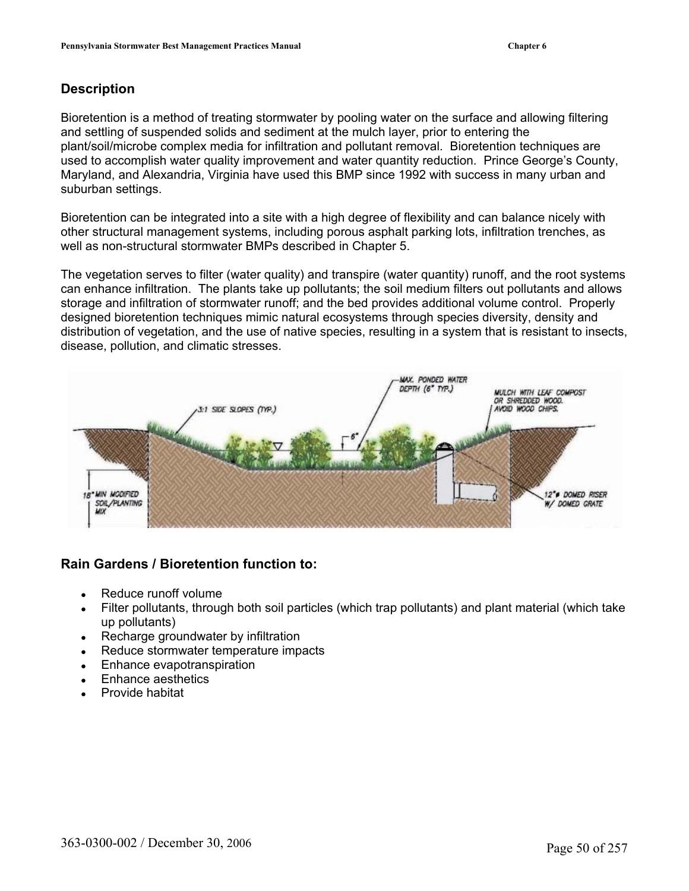## Description

Bioretention is a method of treating stormwater by pooling water on the surface and allowing filtering and settling of suspended solids and sediment at the mulch layer, prior to entering the plant/soil/microbe complex media for infiltration and pollutant removal. Bioretention techniques are used to accomplish water quality improvement and water quantity reduction. Prince George's County, Maryland, and Alexandria, Virginia have used this BMP since 1992 with success in many urban and suburban settings.

Bioretention can be integrated into a site with a high degree of flexibility and can balance nicely with other structural management systems, including porous asphalt parking lots, infiltration trenches, as well as non-structural stormwater BMPs described in Chapter 5.

The vegetation serves to filter (water quality) and transpire (water quantity) runoff, and the root systems can enhance infiltration. The plants take up pollutants; the soil medium filters out pollutants and allows storage and infiltration of stormwater runoff; and the bed provides additional volume control. Properly designed bioretention techniques mimic natural ecosystems through species diversity, density and distribution of vegetation, and the use of native species, resulting in a system that is resistant to insects, disease, pollution, and climatic stresses.

## Rain Gardens / Bioretention function to:

- Reduce runoff volume
- Filter pollutants, through both soil particles (which trap pollutants) and plant material (which take up pollutants)
- Recharge groundwater by infiltration
- Reduce stormwater temperature impacts
- Enhance evapotranspiration
- Enhance aesthetics
- Provide habitat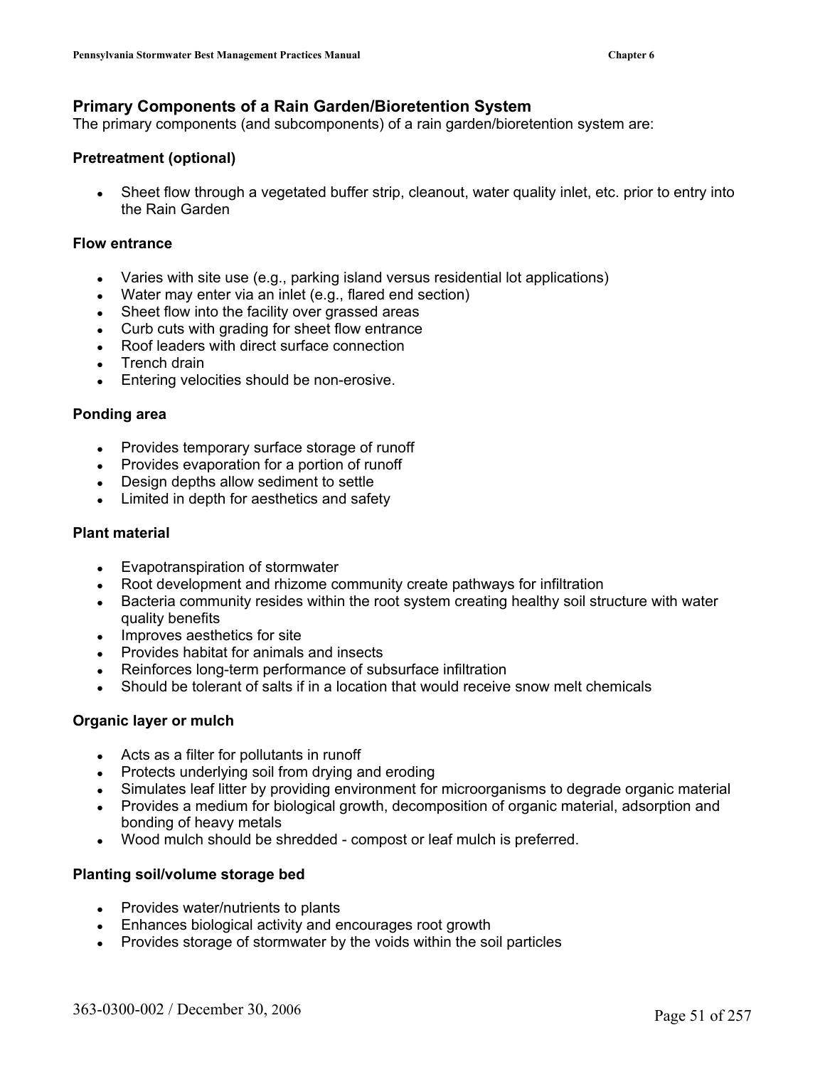## Primary Components of a Rain Garden/Bioretention System

The primary components (and subcomponents) of a rain garden/bioretention system are:

### Pretreatment (optional)

- Sheet flow through a vegetated buffer strip, cleanout, water quality inlet, etc. prior to entry into the Rain Garden

### Flow entrance

- Varies with site use (e.g., parking island versus residential lot applications)
- Water may enter via an inlet (e.g., flared end section)
- Sheet flow into the facility over grassed areas
- Curb cuts with grading for sheet flow entrance
- Roof leaders with direct surface connection
- Trench drain
- Entering velocities should be non-erosive.

### Ponding area

- Provides temporary surface storage of runoff
- Provides evaporation for a portion of runoff
- Design depths allow sediment to settle
- Limited in depth for aesthetics and safety

### Plant material

- Evapotranspiration of stormwater
- Root development and rhizome community create pathways for infiltration
- Bacteria community resides within the root system creating healthy soil structure with water quality benefits
- Improves aesthetics for site
- Provides habitat for animals and insects
- Reinforces long-term performance of subsurface infiltration
- Should be tolerant of salts if in a location that would receive snow melt chemicals

### Organic layer or mulch

- Acts as a filter for pollutants in runoff
- Protects underlying soil from drying and eroding
- Simulates leaf litter by providing environment for microorganisms to degrade organic material
- Provides a medium for biological growth, decomposition of organic material, adsorption and bonding of heavy metals
- Wood mulch should be shredded - compost or leaf mulch is preferred.

### Planting soil/volume storage bed

- Provides water/nutrients to plants
- Enhances biological activity and encourages root growth
- Provides storage of stormwater by the voids within the soil particles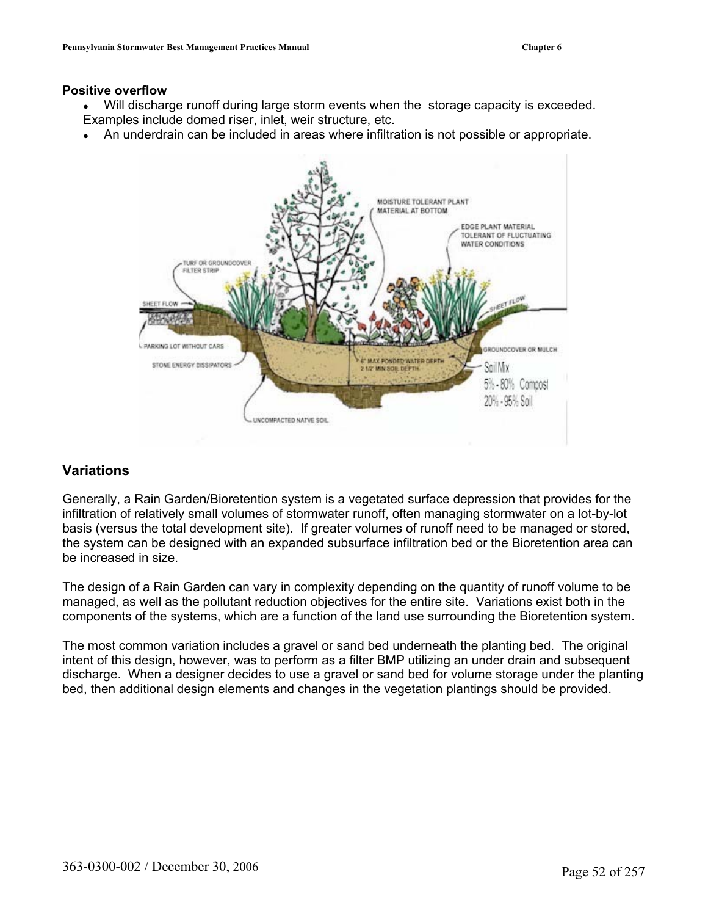**Positive overflow**

- Will discharge runoff during large storm events when the storage capacity is exceeded. Examples include domed riser, inlet, weir structure, etc.
- An underdrain can be included in areas where infiltration is not possible or appropriate.

## Variations

Generally, a Rain Garden/Bioretention system is a vegetated surface depression that provides for the infiltration of relatively small volumes of stormwater runoff, often managing stormwater on a lot-by-lot basis (versus the total development site). If greater volumes of runoff need to be managed or stored, the system can be designed with an expanded subsurface infiltration bed or the Bioretention area can be increased in size.

The design of a Rain Garden can vary in complexity depending on the quantity of runoff volume to be managed, as well as the pollutant reduction objectives for the entire site. Variations exist both in the components of the systems, which are a function of the land use surrounding the Bioretention system.

The most common variation includes a gravel or sand bed underneath the planting bed. The original intent of this design, however, was to perform as a filter BMP utilizing an under drain and subsequent discharge. When a designer decides to use a gravel or sand bed for volume storage under the planting bed, then additional design elements and changes in the vegetation plantings should be provided.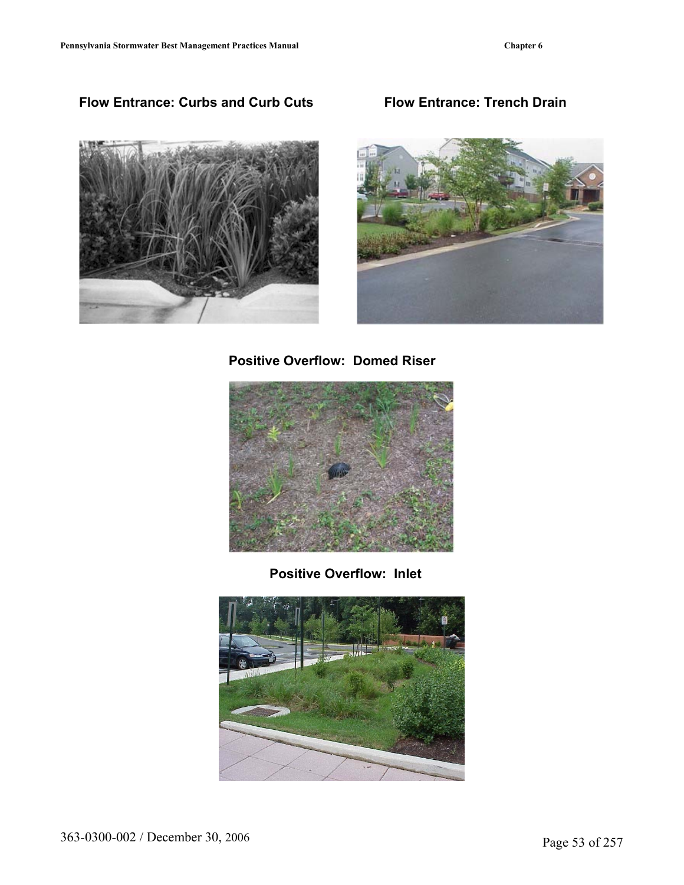**Flow Entrance: Curbs and Curb Cuts**

**Flow Entrance: Trench Drain**

**Positive Overflow: Domed Riser**

**Positive Overflow: Inlet**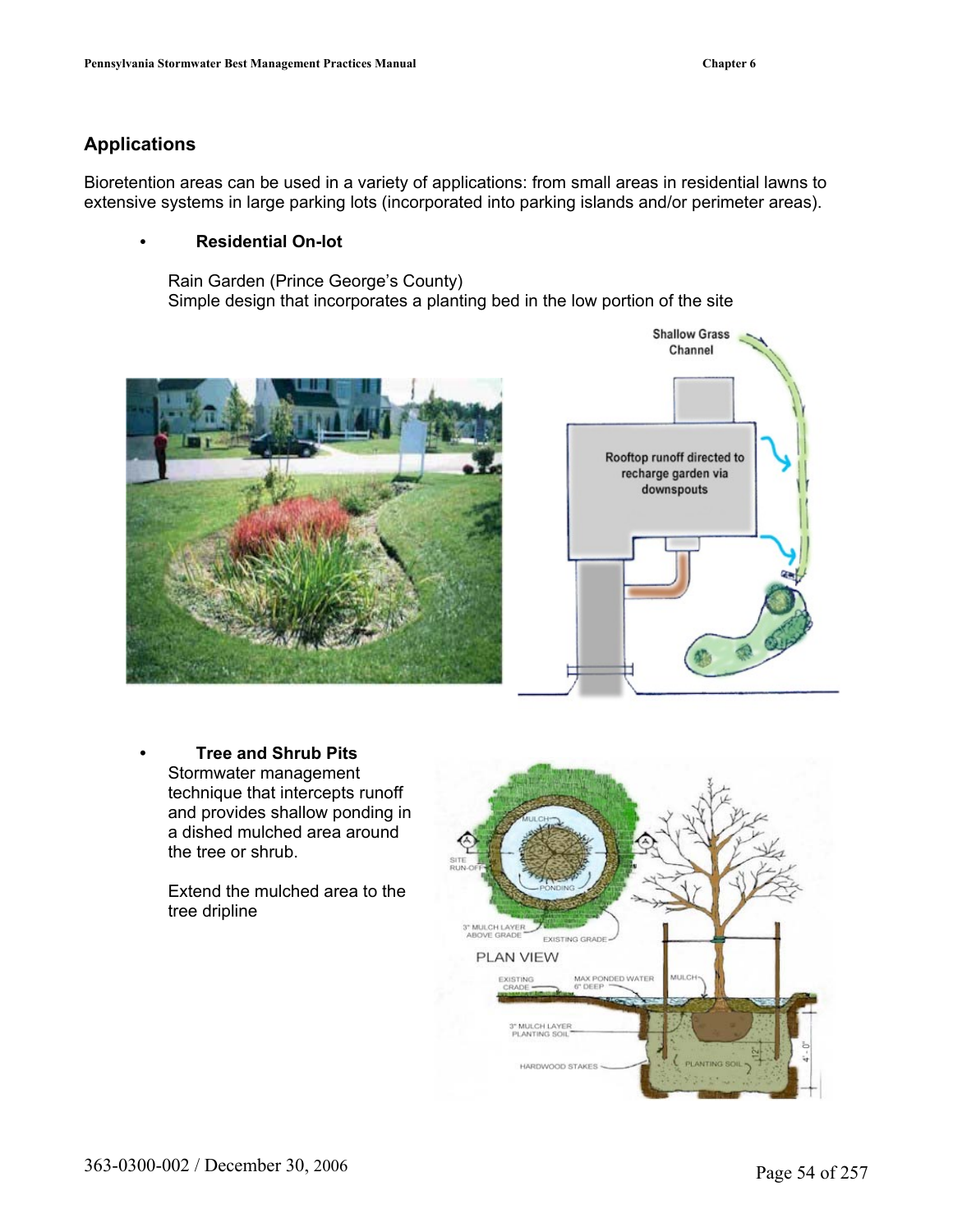## Applications

Bioretention areas can be used in a variety of applications: from small areas in residential lawns to extensive systems in large parking lots (incorporated into parking islands and/or perimeter areas).

- **Residential On-lot**

  Rain Garden (Prince George's County)
  Simple design that incorporates a planting bed in the low portion of the site

- **Tree and Shrub Pits**
  Stormwater management technique that intercepts runoff and provides shallow ponding in a dished mulched area around the tree or shrub.

  Extend the mulched area to the tree dripline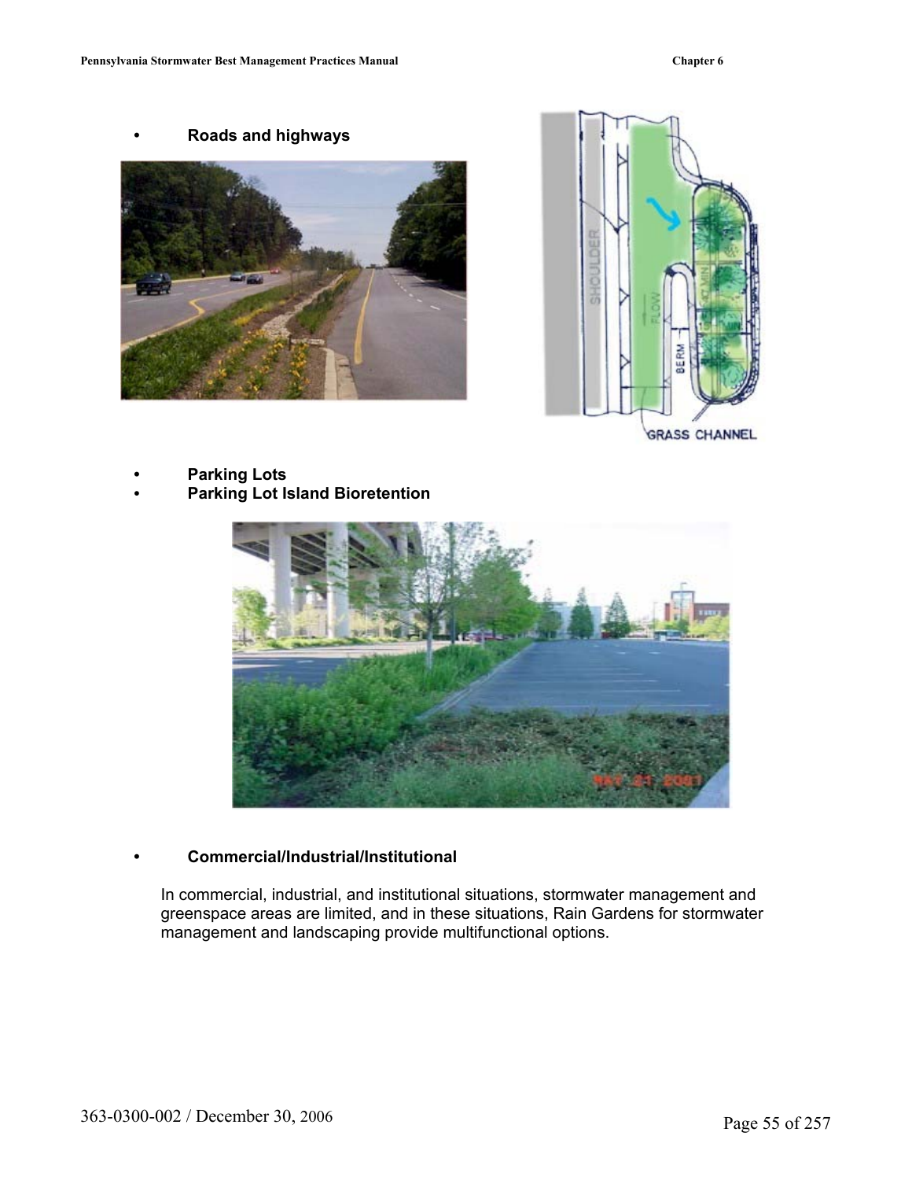- **Roads and highways**

- **Parking Lots**
- **Parking Lot Island Bioretention**

- **Commercial/Industrial/Institutional**

  In commercial, industrial, and institutional situations, stormwater management and greenspace areas are limited, and in these situations, Rain Gardens for stormwater management and landscaping provide multifunctional options.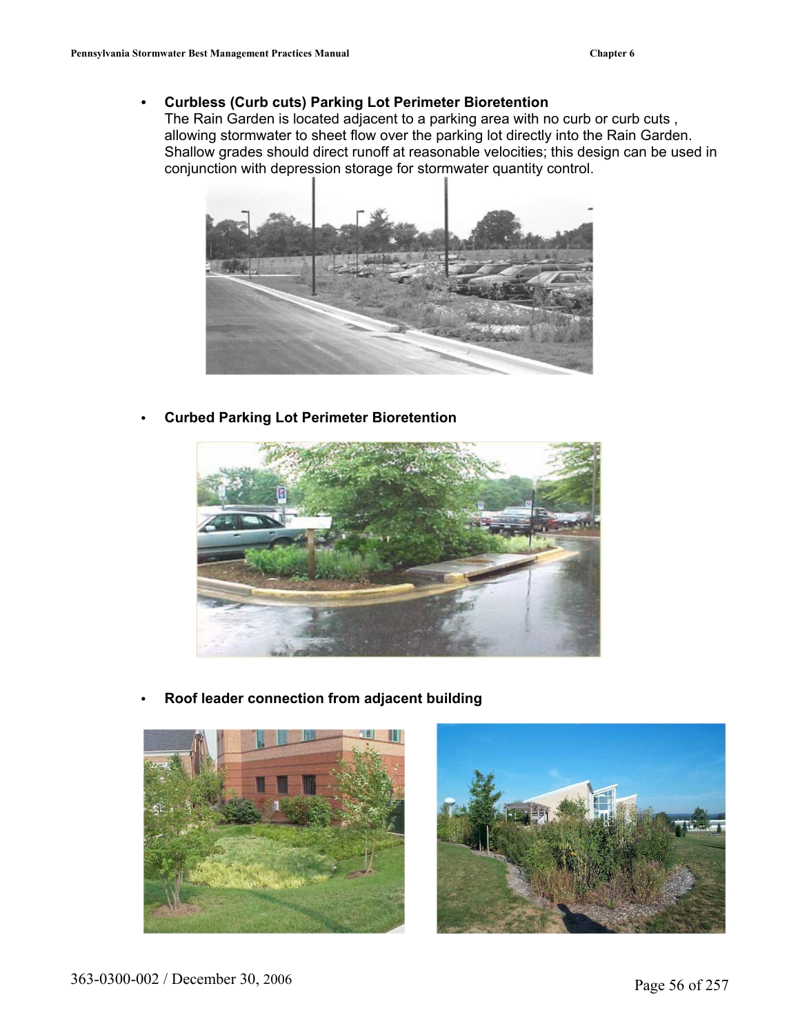- **Curbless (Curb cuts) Parking Lot Perimeter Bioretention**
  The Rain Garden is located adjacent to a parking area with no curb or curb cuts , allowing stormwater to sheet flow over the parking lot directly into the Rain Garden. Shallow grades should direct runoff at reasonable velocities; this design can be used in conjunction with depression storage for stormwater quantity control.

- **Curbed Parking Lot Perimeter Bioretention**

- **Roof leader connection from adjacent building**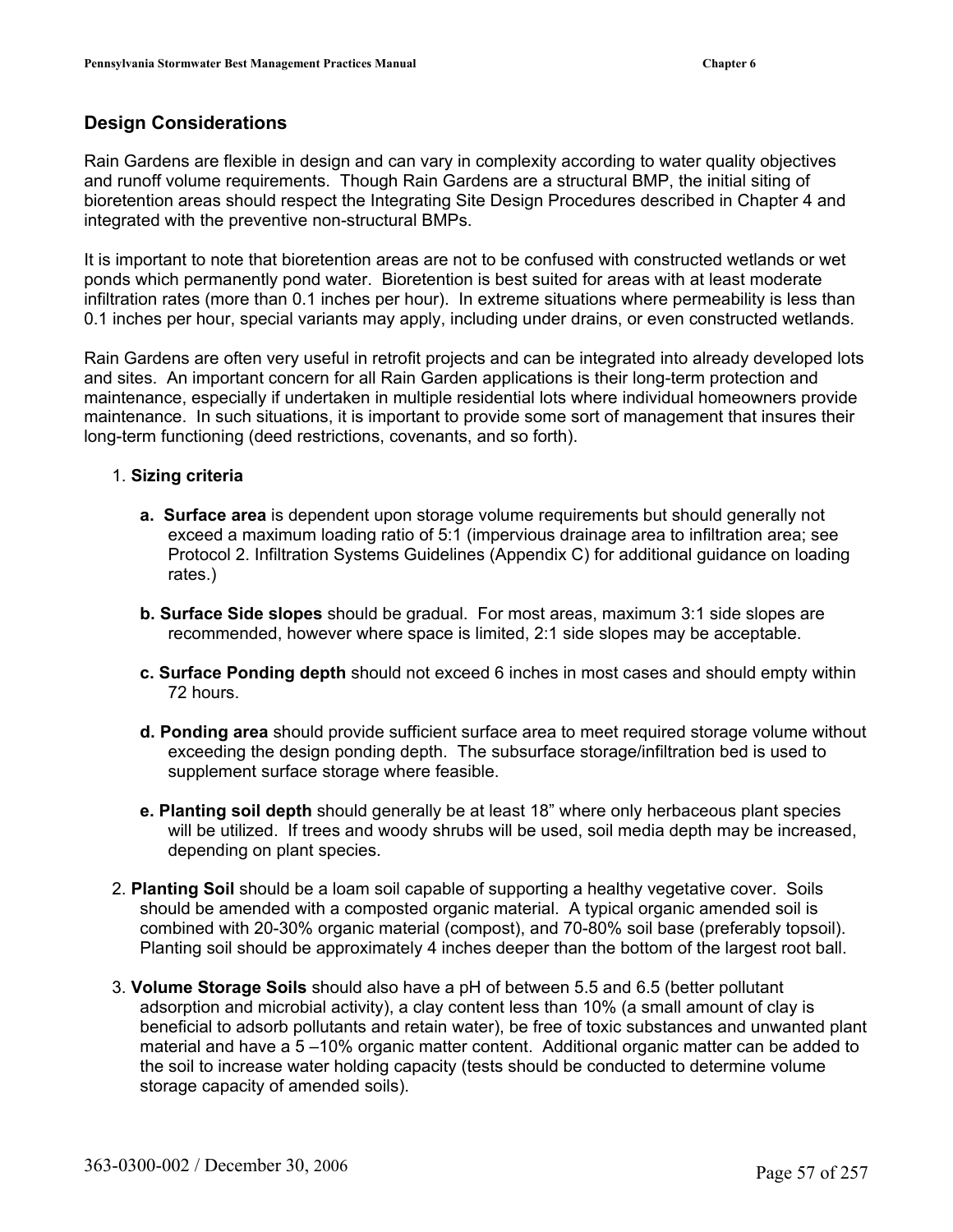## Design Considerations

Rain Gardens are flexible in design and can vary in complexity according to water quality objectives and runoff volume requirements. Though Rain Gardens are a structural BMP, the initial siting of bioretention areas should respect the Integrating Site Design Procedures described in Chapter 4 and integrated with the preventive non-structural BMPs.

It is important to note that bioretention areas are not to be confused with constructed wetlands or wet ponds which permanently pond water. Bioretention is best suited for areas with at least moderate infiltration rates (more than 0.1 inches per hour). In extreme situations where permeability is less than 0.1 inches per hour, special variants may apply, including under drains, or even constructed wetlands.

Rain Gardens are often very useful in retrofit projects and can be integrated into already developed lots and sites. An important concern for all Rain Garden applications is their long-term protection and maintenance, especially if undertaken in multiple residential lots where individual homeowners provide maintenance. In such situations, it is important to provide some sort of management that insures their long-term functioning (deed restrictions, covenants, and so forth).

1. **Sizing criteria**

   **a. Surface area** is dependent upon storage volume requirements but should generally not exceed a maximum loading ratio of 5:1 (impervious drainage area to infiltration area; see Protocol 2. Infiltration Systems Guidelines (Appendix C) for additional guidance on loading rates.)

   **b. Surface Side slopes** should be gradual. For most areas, maximum 3:1 side slopes are recommended, however where space is limited, 2:1 side slopes may be acceptable.

   **c. Surface Ponding depth** should not exceed 6 inches in most cases and should empty within 72 hours.

   **d. Ponding area** should provide sufficient surface area to meet required storage volume without exceeding the design ponding depth. The subsurface storage/infiltration bed is used to supplement surface storage where feasible.

   **e. Planting soil depth** should generally be at least 18" where only herbaceous plant species will be utilized. If trees and woody shrubs will be used, soil media depth may be increased, depending on plant species.

2. **Planting Soil** should be a loam soil capable of supporting a healthy vegetative cover. Soils should be amended with a composted organic material. A typical organic amended soil is combined with 20-30% organic material (compost), and 70-80% soil base (preferably topsoil). Planting soil should be approximately 4 inches deeper than the bottom of the largest root ball.

3. **Volume Storage Soils** should also have a pH of between 5.5 and 6.5 (better pollutant adsorption and microbial activity), a clay content less than 10% (a small amount of clay is beneficial to adsorb pollutants and retain water), be free of toxic substances and unwanted plant material and have a 5 –10% organic matter content. Additional organic matter can be added to the soil to increase water holding capacity (tests should be conducted to determine volume storage capacity of amended soils).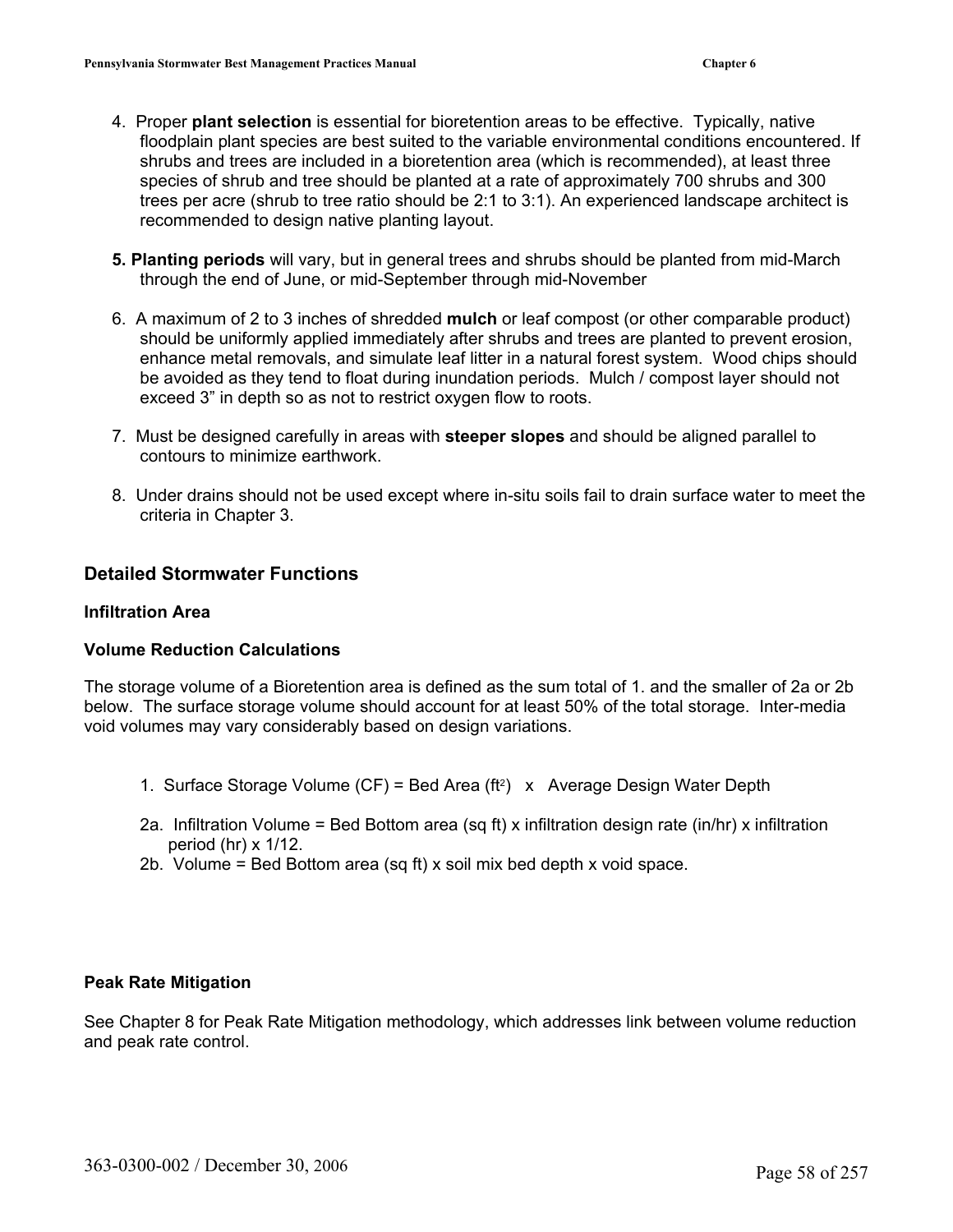4. Proper **plant selection** is essential for bioretention areas to be effective. Typically, native floodplain plant species are best suited to the variable environmental conditions encountered. If shrubs and trees are included in a bioretention area (which is recommended), at least three species of shrub and tree should be planted at a rate of approximately 700 shrubs and 300 trees per acre (shrub to tree ratio should be 2:1 to 3:1). An experienced landscape architect is recommended to design native planting layout.

5. **Planting periods** will vary, but in general trees and shrubs should be planted from mid-March through the end of June, or mid-September through mid-November

6. A maximum of 2 to 3 inches of shredded **mulch** or leaf compost (or other comparable product) should be uniformly applied immediately after shrubs and trees are planted to prevent erosion, enhance metal removals, and simulate leaf litter in a natural forest system. Wood chips should be avoided as they tend to float during inundation periods. Mulch / compost layer should not exceed 3" in depth so as not to restrict oxygen flow to roots.

7. Must be designed carefully in areas with **steeper slopes** and should be aligned parallel to contours to minimize earthwork.

8. Under drains should not be used except where in-situ soils fail to drain surface water to meet the criteria in Chapter 3.

## Detailed Stormwater Functions

### Infiltration Area

### Volume Reduction Calculations

The storage volume of a Bioretention area is defined as the sum total of 1. and the smaller of 2a or 2b below. The surface storage volume should account for at least 50% of the total storage. Inter-media void volumes may vary considerably based on design variations.

1. Surface Storage Volume (CF) = Bed Area ($ft^2$) x Average Design Water Depth

2a. Infiltration Volume = Bed Bottom area (sq ft) x infiltration design rate (in/hr) x infiltration period (hr) x 1/12.

2b. Volume = Bed Bottom area (sq ft) x soil mix bed depth x void space.

### Peak Rate Mitigation

See Chapter 8 for Peak Rate Mitigation methodology, which addresses link between volume reduction and peak rate control.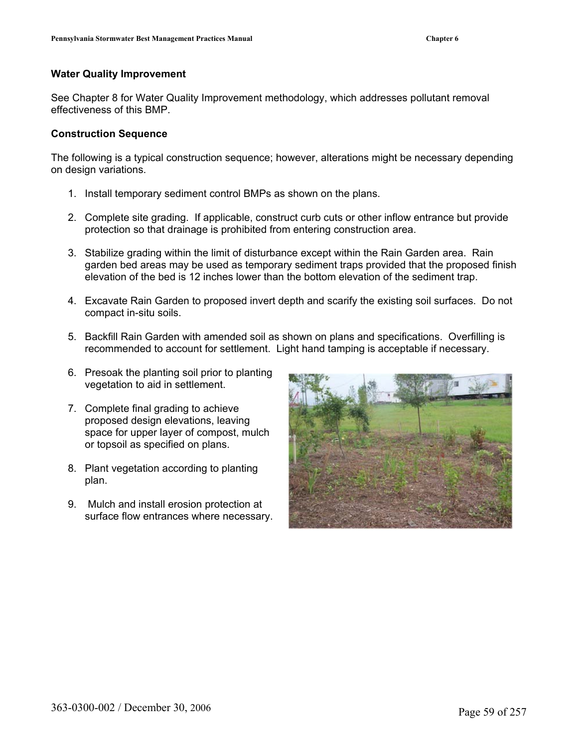### Water Quality Improvement

See Chapter 8 for Water Quality Improvement methodology, which addresses pollutant removal effectiveness of this BMP.

### Construction Sequence

The following is a typical construction sequence; however, alterations might be necessary depending on design variations.

1. Install temporary sediment control BMPs as shown on the plans.

2. Complete site grading. If applicable, construct curb cuts or other inflow entrance but provide protection so that drainage is prohibited from entering construction area.

3. Stabilize grading within the limit of disturbance except within the Rain Garden area. Rain garden bed areas may be used as temporary sediment traps provided that the proposed finish elevation of the bed is 12 inches lower than the bottom elevation of the sediment trap.

4. Excavate Rain Garden to proposed invert depth and scarify the existing soil surfaces. Do not compact in-situ soils.

5. Backfill Rain Garden with amended soil as shown on plans and specifications. Overfilling is recommended to account for settlement. Light hand tamping is acceptable if necessary.

6. Presoak the planting soil prior to planting vegetation to aid in settlement.

7. Complete final grading to achieve proposed design elevations, leaving space for upper layer of compost, mulch or topsoil as specified on plans.

8. Plant vegetation according to planting plan.

9. Mulch and install erosion protection at surface flow entrances where necessary.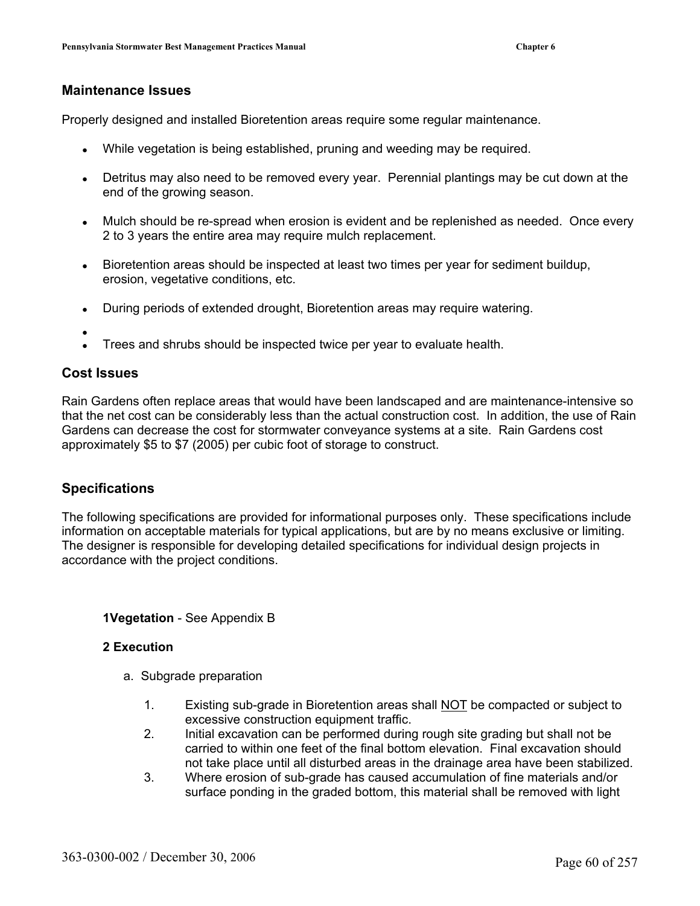## Maintenance Issues

Properly designed and installed Bioretention areas require some regular maintenance.

- While vegetation is being established, pruning and weeding may be required.
- Detritus may also need to be removed every year. Perennial plantings may be cut down at the end of the growing season.
- Mulch should be re-spread when erosion is evident and be replenished as needed. Once every 2 to 3 years the entire area may require mulch replacement.
- Bioretention areas should be inspected at least two times per year for sediment buildup, erosion, vegetative conditions, etc.
- During periods of extended drought, Bioretention areas may require watering.
- 
- Trees and shrubs should be inspected twice per year to evaluate health.

## Cost Issues

Rain Gardens often replace areas that would have been landscaped and are maintenance-intensive so that the net cost can be considerably less than the actual construction cost. In addition, the use of Rain Gardens can decrease the cost for stormwater conveyance systems at a site. Rain Gardens cost approximately $5 to $7 (2005) per cubic foot of storage to construct.

## Specifications

The following specifications are provided for informational purposes only. These specifications include information on acceptable materials for typical applications, but are by no means exclusive or limiting. The designer is responsible for developing detailed specifications for individual design projects in accordance with the project conditions.

**1Vegetation** - See Appendix B

**2 Execution**

a. Subgrade preparation

1. Existing sub-grade in Bioretention areas shall <u>NOT</u> be compacted or subject to excessive construction equipment traffic.
2. Initial excavation can be performed during rough site grading but shall not be carried to within one feet of the final bottom elevation. Final excavation should not take place until all disturbed areas in the drainage area have been stabilized.
3. Where erosion of sub-grade has caused accumulation of fine materials and/or surface ponding in the graded bottom, this material shall be removed with light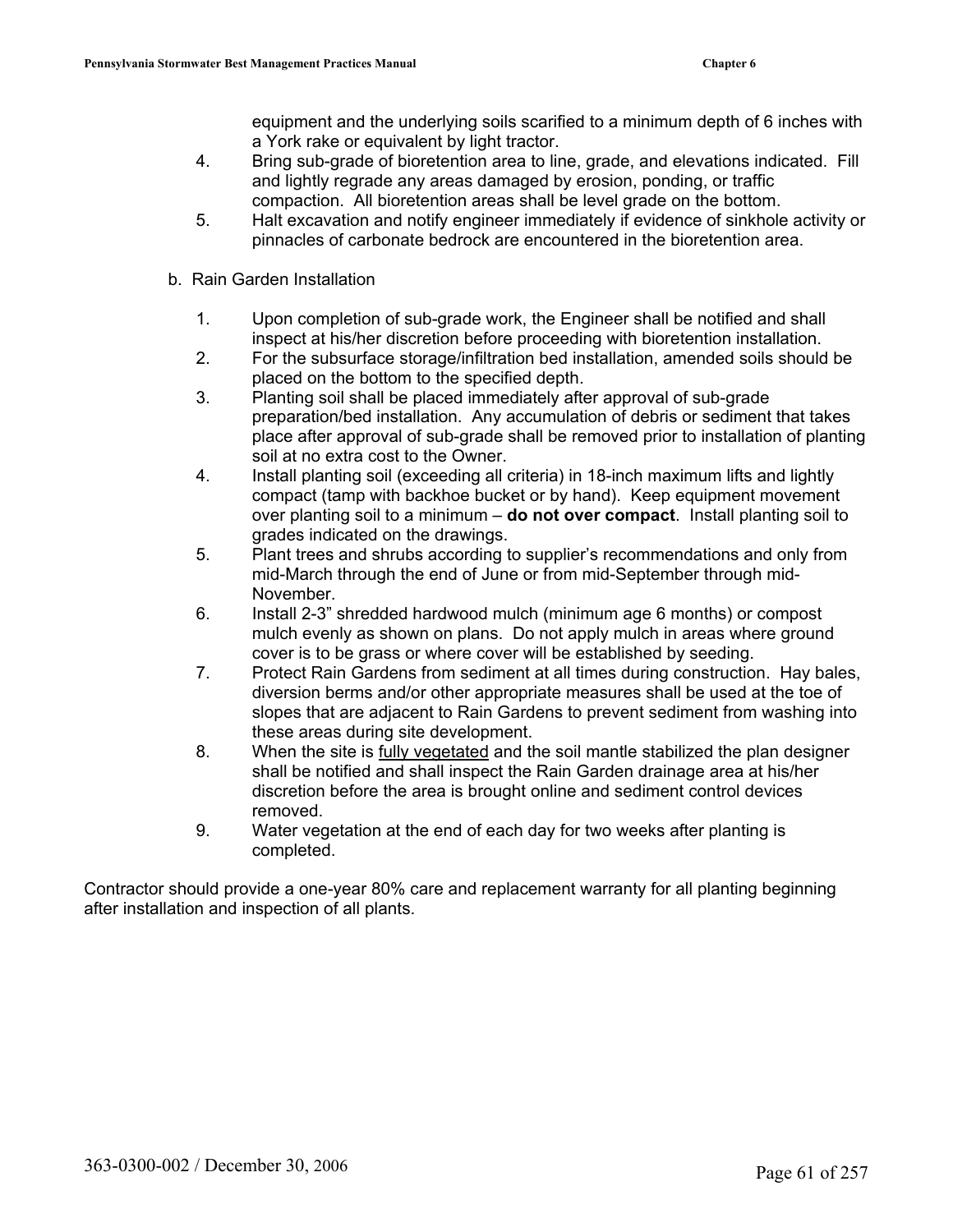equipment and the underlying soils scarified to a minimum depth of 6 inches with a York rake or equivalent by light tractor.

4. Bring sub-grade of bioretention area to line, grade, and elevations indicated. Fill and lightly regrade any areas damaged by erosion, ponding, or traffic compaction. All bioretention areas shall be level grade on the bottom.
5. Halt excavation and notify engineer immediately if evidence of sinkhole activity or pinnacles of carbonate bedrock are encountered in the bioretention area.

b. Rain Garden Installation

1. Upon completion of sub-grade work, the Engineer shall be notified and shall inspect at his/her discretion before proceeding with bioretention installation.
2. For the subsurface storage/infiltration bed installation, amended soils should be placed on the bottom to the specified depth.
3. Planting soil shall be placed immediately after approval of sub-grade preparation/bed installation. Any accumulation of debris or sediment that takes place after approval of sub-grade shall be removed prior to installation of planting soil at no extra cost to the Owner.
4. Install planting soil (exceeding all criteria) in 18-inch maximum lifts and lightly compact (tamp with backhoe bucket or by hand). Keep equipment movement over planting soil to a minimum – **do not over compact**. Install planting soil to grades indicated on the drawings.
5. Plant trees and shrubs according to supplier's recommendations and only from mid-March through the end of June or from mid-September through mid-November.
6. Install 2-3" shredded hardwood mulch (minimum age 6 months) or compost mulch evenly as shown on plans. Do not apply mulch in areas where ground cover is to be grass or where cover will be established by seeding.
7. Protect Rain Gardens from sediment at all times during construction. Hay bales, diversion berms and/or other appropriate measures shall be used at the toe of slopes that are adjacent to Rain Gardens to prevent sediment from washing into these areas during site development.
8. When the site is fully vegetated and the soil mantle stabilized the plan designer shall be notified and shall inspect the Rain Garden drainage area at his/her discretion before the area is brought online and sediment control devices removed.
9. Water vegetation at the end of each day for two weeks after planting is completed.

Contractor should provide a one-year 80% care and replacement warranty for all planting beginning after installation and inspection of all plants.